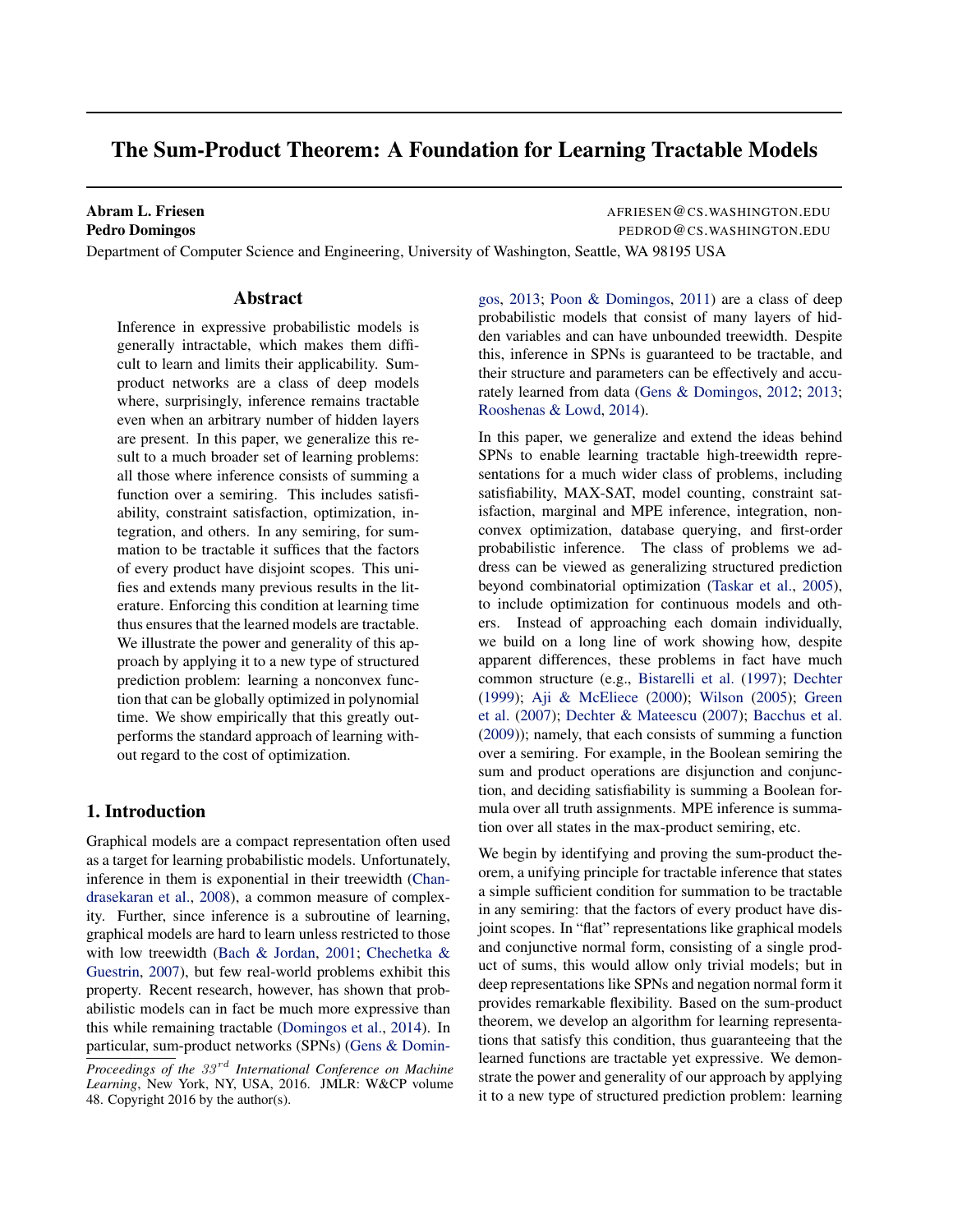# The Sum-Product Theorem: A Foundation for Learning Tractable Models

**Abram L. Friesen** AFRIESEN@CS.WASHINGTON.EDU
**Pedro Domingos** PEDROD@CS.WASHINGTON.EDU
Department of Computer Science and Engineering, University of Washington, Seattle, WA 98195 USA

## Abstract

Inference in expressive probabilistic models is generally intractable, which makes them difficult to learn and limits their applicability. Sum-product networks are a class of deep models where, surprisingly, inference remains tractable even when an arbitrary number of hidden layers are present. In this paper, we generalize this result to a much broader set of learning problems: all those where inference consists of summing a function over a semiring. This includes satisfiability, constraint satisfaction, optimization, integration, and others. In any semiring, for summation to be tractable it suffices that the factors of every product have disjoint scopes. This unifies and extends many previous results in the literature. Enforcing this condition at learning time thus ensures that the learned models are tractable. We illustrate the power and generality of this approach by applying it to a new type of structured prediction problem: learning a nonconvex function that can be globally optimized in polynomial time. We show empirically that this greatly outperforms the standard approach of learning without regard to the cost of optimization.

## 1. Introduction

Graphical models are a compact representation often used as a target for learning probabilistic models. Unfortunately, inference in them is exponential in their treewidth (Chandrasekaran et al., 2008), a common measure of complexity. Further, since inference is a subroutine of learning, graphical models are hard to learn unless restricted to those with low treewidth (Bach & Jordan, 2001; Chechetka & Guestrin, 2007), but few real-world problems exhibit this property. Recent research, however, has shown that probabilistic models can in fact be much more expressive than this while remaining tractable (Domingos et al., 2014). In particular, sum-product networks (SPNs) (Gens & Domingos, 2013; Poon & Domingos, 2011) are a class of deep probabilistic models that consist of many layers of hidden variables and can have unbounded treewidth. Despite this, inference in SPNs is guaranteed to be tractable, and their structure and parameters can be effectively and accurately learned from data (Gens & Domingos, 2012; 2013; Rooshenas & Lowd, 2014).

In this paper, we generalize and extend the ideas behind SPNs to enable learning tractable high-treewidth representations for a much wider class of problems, including satisfiability, MAX-SAT, model counting, constraint satisfaction, marginal and MPE inference, integration, nonconvex optimization, database querying, and first-order probabilistic inference. The class of problems we address can be viewed as generalizing structured prediction beyond combinatorial optimization (Taskar et al., 2005), to include optimization for continuous models and others. Instead of approaching each domain individually, we build on a long line of work showing how, despite apparent differences, these problems in fact have much common structure (e.g., Bistarelli et al. (1997); Dechter (1999); Aji & McEliece (2000); Wilson (2005); Green et al. (2007); Dechter & Mateescu (2007); Bacchus et al. (2009)); namely, that each consists of summing a function over a semiring. For example, in the Boolean semiring the sum and product operations are disjunction and conjunction, and deciding satisfiability is summing a Boolean formula over all truth assignments. MPE inference is summation over all states in the max-product semiring, etc.

We begin by identifying and proving the sum-product theorem, a unifying principle for tractable inference that states a simple sufficient condition for summation to be tractable in any semiring: that the factors of every product have disjoint scopes. In "flat" representations like graphical models and conjunctive normal form, consisting of a single product of sums, this would allow only trivial models; but in deep representations like SPNs and negation normal form it provides remarkable flexibility. Based on the sum-product theorem, we develop an algorithm for learning representations that satisfy this condition, thus guaranteeing that the learned functions are tractable yet expressive. We demonstrate the power and generality of our approach by applying it to a new type of structured prediction problem: learning

*Proceedings of the $33^{rd}$ International Conference on Machine Learning*, New York, NY, USA, 2016. JMLR: W&CP volume 48. Copyright 2016 by the author(s).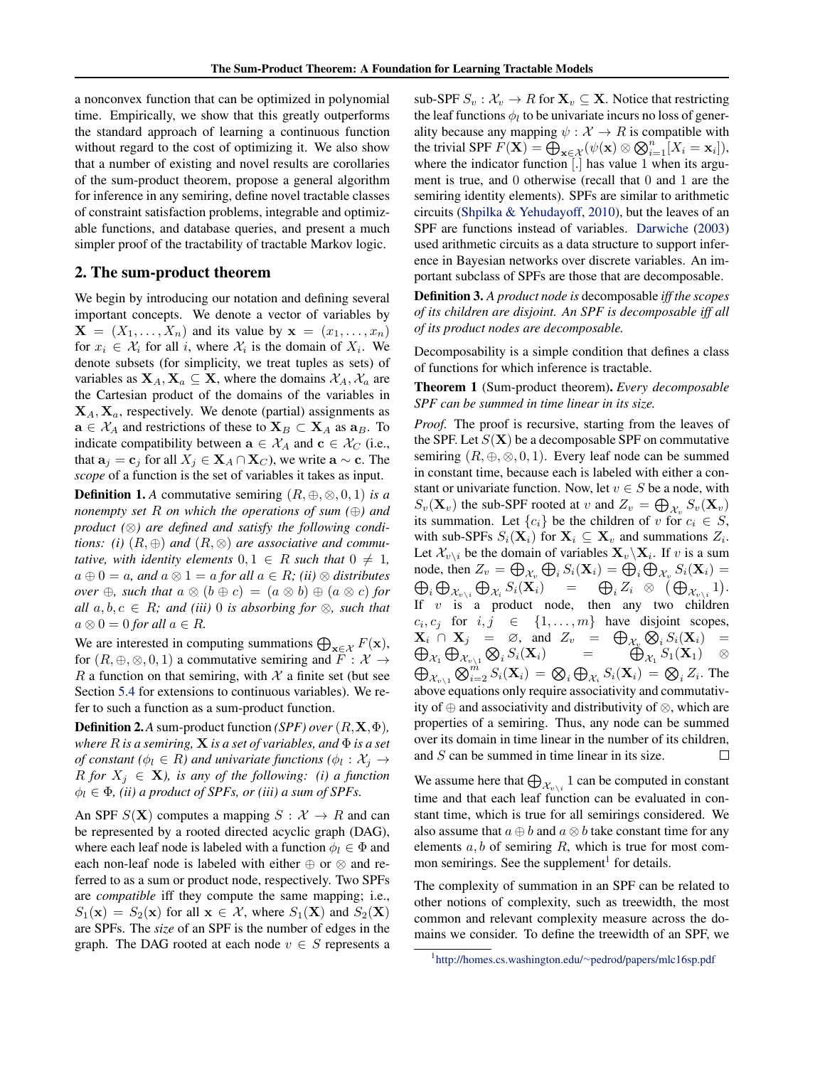a nonconvex function that can be optimized in polynomial time. Empirically, we show that this greatly outperforms the standard approach of learning a continuous function without regard to the cost of optimizing it. We also show that a number of existing and novel results are corollaries of the sum-product theorem, propose a general algorithm for inference in any semiring, define novel tractable classes of constraint satisfaction problems, integrable and optimizable functions, and database queries, and present a much simpler proof of the tractability of tractable Markov logic.

## 2. The sum-product theorem

We begin by introducing our notation and defining several important concepts. We denote a vector of variables by $\mathbf{X} = (X_1, \ldots, X_n)$ and its value by $\mathbf{x} = (x_1, \ldots, x_n)$ for $x_i \in \mathcal{X}_i$ for all $i$, where $\mathcal{X}_i$ is the domain of $X_i$. We denote subsets (for simplicity, we treat tuples as sets) of variables as $\mathbf{X}_A, \mathbf{X}_a \subseteq \mathbf{X}$, where the domains $\mathcal{X}_A, \mathcal{X}_a$ are the Cartesian product of the domains of the variables in $\mathbf{X}_A, \mathbf{X}_a$, respectively. We denote (partial) assignments as $\mathbf{a} \in \mathcal{X}_A$ and restrictions of these to $\mathbf{X}_B \subset \mathbf{X}_A$ as $\mathbf{a}_B$. To indicate compatibility between $\mathbf{a} \in \mathcal{X}_A$ and $\mathbf{c} \in \mathcal{X}_C$ (i.e., that $\mathbf{a}_j = \mathbf{c}_j$ for all $X_j \in \mathbf{X}_A \cap \mathbf{X}_C$), we write $\mathbf{a} \sim \mathbf{c}$. The *scope* of a function is the set of variables it takes as input.

**Definition 1.** *A* commutative semiring $(R, \oplus, \otimes, 0, 1)$ *is a nonempty set* $R$ *on which the operations of sum* ($\oplus$) *and product* ($\otimes$) *are defined and satisfy the following conditions: (i)* $(R, \oplus)$ *and* $(R, \otimes)$ *are associative and commutative, with identity elements* $0, 1 \in R$ *such that* $0 \neq 1$, $a \oplus 0 = a$, *and* $a \otimes 1 = a$ *for all* $a \in R$; *(ii)* $\otimes$ *distributes over* $\oplus$, *such that* $a \otimes (b \oplus c) = (a \otimes b) \oplus (a \otimes c)$ *for all* $a, b, c \in R$; *and (iii)* $0$ *is absorbing for* $\otimes$, *such that* $a \otimes 0 = 0$ *for all* $a \in R$.

We are interested in computing summations $\bigoplus_{\mathbf{x} \in \mathcal{X}} F(\mathbf{x})$, for $(R, \oplus, \otimes, 0, 1)$ a commutative semiring and $F : \mathcal{X} \to R$ a function on that semiring, with $\mathcal{X}$ a finite set (but see Section 5.4 for extensions to continuous variables). We refer to such a function as a sum-product function.

**Definition 2.** *A* sum-product function *(SPF) over* $(R, \mathbf{X}, \Phi)$, *where* $R$ *is a semiring,* $\mathbf{X}$ *is a set of variables, and* $\Phi$ *is a set of constant* ($\phi_l \in R$) *and univariate functions* ($\phi_l : \mathcal{X}_j \to R$ *for* $X_j \in \mathbf{X}$), *is any of the following: (i) a function* $\phi_l \in \Phi$, *(ii) a product of SPFs, or (iii) a sum of SPFs.*

An SPF $S(\mathbf{X})$ computes a mapping $S : \mathcal{X} \to R$ and can be represented by a rooted directed acyclic graph (DAG), where each leaf node is labeled with a function $\phi_l \in \Phi$ and each non-leaf node is labeled with either $\oplus$ or $\otimes$ and referred to as a sum or product node, respectively. Two SPFs are *compatible* iff they compute the same mapping; i.e., $S_1(\mathbf{x}) = S_2(\mathbf{x})$ for all $\mathbf{x} \in \mathcal{X}$, where $S_1(\mathbf{X})$ and $S_2(\mathbf{X})$ are SPFs. The *size* of an SPF is the number of edges in the graph. The DAG rooted at each node $v \in S$ represents a sub-SPF $S_v : \mathcal{X}_v \to R$ for $\mathbf{X}_v \subseteq \mathbf{X}$. Notice that restricting the leaf functions $\phi_l$ to be univariate incurs no loss of generality because any mapping $\psi : \mathcal{X} \to R$ is compatible with the trivial SPF $F(\mathbf{X}) = \bigoplus_{\mathbf{x} \in \mathcal{X}} (\psi(\mathbf{x}) \otimes \bigotimes_{i=1}^{n} [X_i = \mathbf{x}_i])$, where the indicator function $[.]$ has value $1$ when its argument is true, and $0$ otherwise (recall that $0$ and $1$ are the semiring identity elements). SPFs are similar to arithmetic circuits (Shpilka & Yehudayoff, 2010), but the leaves of an SPF are functions instead of variables. Darwiche (2003) used arithmetic circuits as a data structure to support inference in Bayesian networks over discrete variables. An important subclass of SPFs are those that are decomposable.

**Definition 3.** *A product node is* decomposable *iff the scopes of its children are disjoint. An SPF is decomposable iff all of its product nodes are decomposable.*

Decomposability is a simple condition that defines a class of functions for which inference is tractable.

**Theorem 1** (Sum-product theorem). *Every decomposable SPF can be summed in time linear in its size.*

*Proof.* The proof is recursive, starting from the leaves of the SPF. Let $S(\mathbf{X})$ be a decomposable SPF on commutative semiring $(R, \oplus, \otimes, 0, 1)$. Every leaf node can be summed in constant time, because each is labeled with either a constant or univariate function. Now, let $v \in S$ be a node, with $S_v(\mathbf{X}_v)$ the sub-SPF rooted at $v$ and $Z_v = \bigoplus_{\mathcal{X}_v} S_v(\mathbf{X}_v)$ its summation. Let $\{c_i\}$ be the children of $v$ for $c_i \in S$, with sub-SPFs $S_i(\mathbf{X}_i)$ for $\mathbf{X}_i \subseteq \mathbf{X}_v$ and summations $Z_i$. Let $\mathcal{X}_{v \setminus i}$ be the domain of variables $\mathbf{X}_v \setminus \mathbf{X}_i$. If $v$ is a sum node, then $Z_v = \bigoplus_{\mathcal{X}_v} \bigoplus_i S_i(\mathbf{X}_i) = \bigoplus_i \bigoplus_{\mathcal{X}_v} S_i(\mathbf{X}_i) = \bigoplus_i \bigoplus_{\mathcal{X}_{v \setminus i}} \bigoplus_{\mathcal{X}_i} S_i(\mathbf{X}_i) = \bigoplus_i Z_i \otimes \left(\bigoplus_{\mathcal{X}_{v \setminus i}} 1\right)$. If $v$ is a product node, then any two children $c_i, c_j$ for $i, j \in \{1, \ldots, m\}$ have disjoint scopes, $\mathbf{X}_i \cap \mathbf{X}_j = \varnothing$, and $Z_v = \bigoplus_{\mathcal{X}_v} \bigotimes_i S_i(\mathbf{X}_i) = \bigoplus_{\mathcal{X}_1} \bigoplus_{\mathcal{X}_{v \setminus 1}} \bigotimes_i S_i(\mathbf{X}_i) = \bigoplus_{\mathcal{X}_1} S_1(\mathbf{X}_1) \otimes \bigoplus_{\mathcal{X}_{v \setminus 1}} \bigotimes_{i=2}^{m} S_i(\mathbf{X}_i) = \bigotimes_i \bigoplus_{\mathcal{X}_i} S_i(\mathbf{X}_i) = \bigotimes_i Z_i$. The above equations only require associativity and commutativity of $\oplus$ and associativity and distributivity of $\otimes$, which are properties of a semiring. Thus, any node can be summed over its domain in time linear in the number of its children, and $S$ can be summed in time linear in its size. $\square$

We assume here that $\bigoplus_{\mathcal{X}_{v \setminus i}} 1$ can be computed in constant time and that each leaf function can be evaluated in constant time, which is true for all semirings considered. We also assume that $a \oplus b$ and $a \otimes b$ take constant time for any elements $a, b$ of semiring $R$, which is true for most common semirings. See the supplement[1] for details.

The complexity of summation in an SPF can be related to other notions of complexity, such as treewidth, the most common and relevant complexity measure across the domains we consider. To define the treewidth of an SPF, we

[1] http://homes.cs.washington.edu/~pedrod/papers/mlc16sp.pdf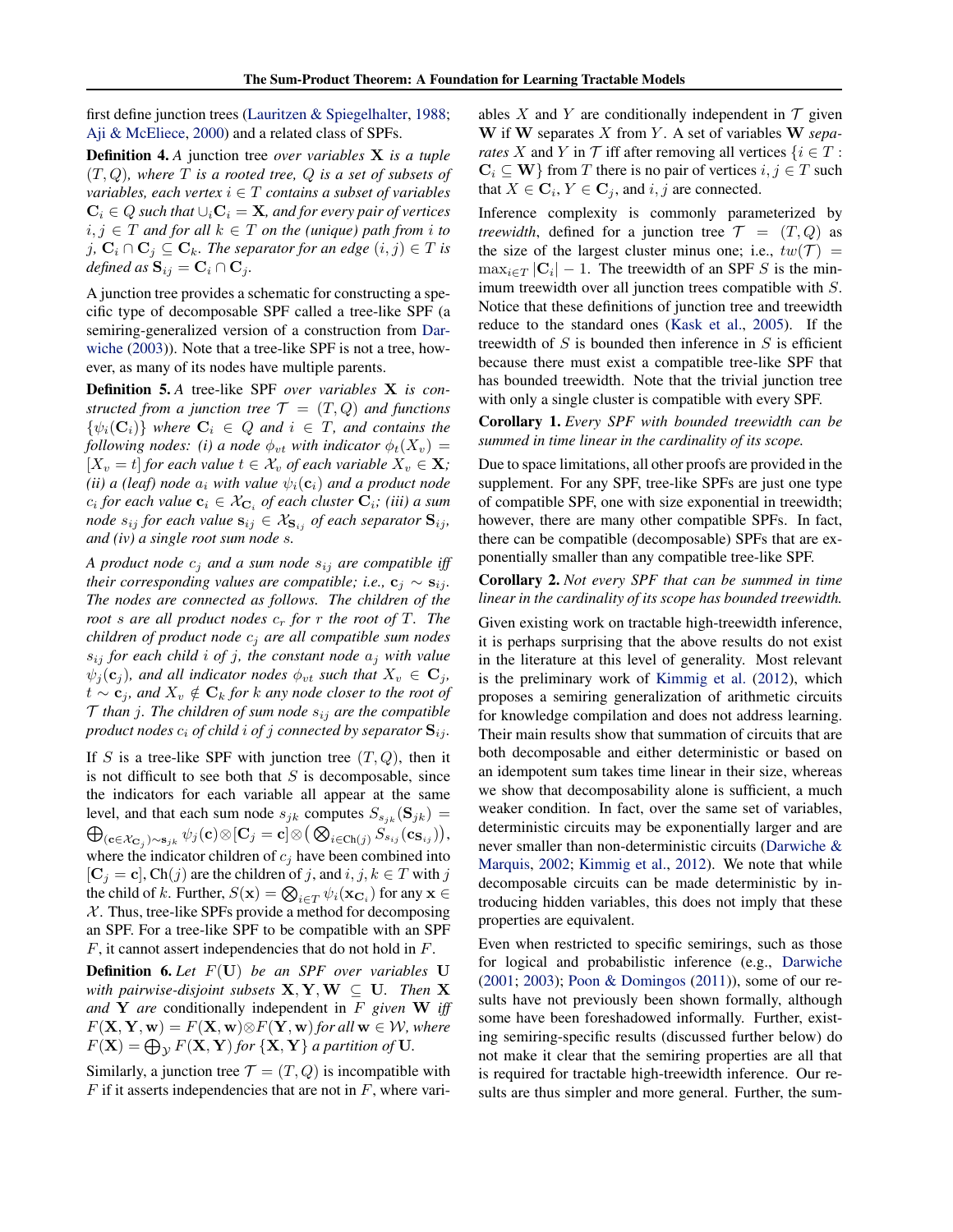first define junction trees (Lauritzen & Spiegelhalter, 1988; Aji & McEliece, 2000) and a related class of SPFs.

**Definition 4.** *A* junction tree *over variables* $\mathbf{X}$ *is a tuple* $(T, Q)$*, where* $T$ *is a rooted tree,* $Q$ *is a set of subsets of variables, each vertex* $i \in T$ *contains a subset of variables* $\mathbf{C}_i \in Q$ *such that* $\cup_i \mathbf{C}_i = \mathbf{X}$*, and for every pair of vertices* $i, j \in T$ *and for all* $k \in T$ *on the (unique) path from* $i$ *to* $j$*,* $\mathbf{C}_i \cap \mathbf{C}_j \subseteq \mathbf{C}_k$*. The separator for an edge* $(i, j) \in T$ *is defined as* $\mathbf{S}_{ij} = \mathbf{C}_i \cap \mathbf{C}_j$*.*

A junction tree provides a schematic for constructing a specific type of decomposable SPF called a tree-like SPF (a semiring-generalized version of a construction from Darwiche (2003)). Note that a tree-like SPF is not a tree, however, as many of its nodes have multiple parents.

**Definition 5.** *A* tree-like SPF *over variables* $\mathbf{X}$ *is constructed from a junction tree* $\mathcal{T} = (T, Q)$ *and functions* $\{\psi_i(\mathbf{C}_i)\}$ *where* $\mathbf{C}_i \in Q$ *and* $i \in T$*, and contains the following nodes: (i) a node* $\phi_{vt}$ *with indicator* $\phi_t(X_v) = [X_v = t]$ *for each value* $t \in \mathcal{X}_v$ *of each variable* $X_v \in \mathbf{X}$*; (ii) a (leaf) node* $a_i$ *with value* $\psi_i(\mathbf{c}_i)$ *and a product node* $c_i$ *for each value* $\mathbf{c}_i \in \mathcal{X}_{\mathbf{C}_i}$ *of each cluster* $\mathbf{C}_i$*; (iii) a sum node* $s_{ij}$ *for each value* $\mathbf{s}_{ij} \in \mathcal{X}_{\mathbf{S}_{ij}}$ *of each separator* $\mathbf{S}_{ij}$*, and (iv) a single root sum node* $s$*.*

*A product node* $c_j$ *and a sum node* $s_{ij}$ *are compatible iff their corresponding values are compatible; i.e.,* $\mathbf{c}_j \sim \mathbf{s}_{ij}$*. The nodes are connected as follows. The children of the root* $s$ *are all product nodes* $c_r$ *for* $r$ *the root of* $T$*. The children of product node* $c_j$ *are all compatible sum nodes* $s_{ij}$ *for each child* $i$ *of* $j$*, the constant node* $a_j$ *with value* $\psi_j(\mathbf{c}_j)$*, and all indicator nodes* $\phi_{vt}$ *such that* $X_v \in \mathbf{C}_j$*,* $t \sim \mathbf{c}_j$*, and* $X_v \notin \mathbf{C}_k$ *for* $k$ *any node closer to the root of* $\mathcal{T}$ *than* $j$*. The children of sum node* $s_{ij}$ *are the compatible product nodes* $c_i$ *of child* $i$ *of* $j$ *connected by separator* $\mathbf{S}_{ij}$*.*

If $S$ is a tree-like SPF with junction tree $(T, Q)$, then it is not difficult to see both that $S$ is decomposable, since the indicators for each variable all appear at the same level, and that each sum node $s_{jk}$ computes $S_{s_{jk}}(\mathbf{S}_{jk}) = \bigoplus_{(\mathbf{c} \in \mathcal{X}_{\mathbf{C}_j}) \sim \mathbf{s}_{jk}} \psi_j(\mathbf{c}) \otimes [\mathbf{C}_j = \mathbf{c}] \otimes \big( \bigotimes_{i \in \mathrm{Ch}(j)} S_{s_{ij}}(\mathbf{c}_{\mathbf{S}_{ij}}) \big)$, where the indicator children of $c_j$ have been combined into $[\mathbf{C}_j = \mathbf{c}]$, $\mathrm{Ch}(j)$ are the children of $j$, and $i, j, k \in T$ with $j$ the child of $k$. Further, $S(\mathbf{x}) = \bigotimes_{i \in T} \psi_i(\mathbf{x}_{\mathbf{C}_i})$ for any $\mathbf{x} \in \mathcal{X}$. Thus, tree-like SPFs provide a method for decomposing an SPF. For a tree-like SPF to be compatible with an SPF $F$, it cannot assert independencies that do not hold in $F$.

**Definition 6.** *Let* $F(\mathbf{U})$ *be an SPF over variables* $\mathbf{U}$ *with pairwise-disjoint subsets* $\mathbf{X}, \mathbf{Y}, \mathbf{W} \subseteq \mathbf{U}$*. Then* $\mathbf{X}$ *and* $\mathbf{Y}$ *are* conditionally independent *in* $F$ *given* $\mathbf{W}$ *iff* $F(\mathbf{X}, \mathbf{Y}, \mathbf{w}) = F(\mathbf{X}, \mathbf{w}) \otimes F(\mathbf{Y}, \mathbf{w})$ *for all* $\mathbf{w} \in \mathcal{W}$*, where* $F(\mathbf{X}) = \bigoplus_{\mathcal{Y}} F(\mathbf{X}, \mathbf{Y})$ *for* $\{\mathbf{X}, \mathbf{Y}\}$ *a partition of* $\mathbf{U}$*.*

Similarly, a junction tree $\mathcal{T} = (T, Q)$ is incompatible with $F$ if it asserts independencies that are not in $F$, where variables $X$ and $Y$ are conditionally independent in $\mathcal{T}$ given $\mathbf{W}$ if $\mathbf{W}$ separates $X$ from $Y$. A set of variables $\mathbf{W}$ *separates* $X$ and $Y$ in $\mathcal{T}$ iff after removing all vertices $\{i \in T : \mathbf{C}_i \subseteq \mathbf{W}\}$ from $T$ there is no pair of vertices $i, j \in T$ such that $X \in \mathbf{C}_i$, $Y \in \mathbf{C}_j$, and $i, j$ are connected.

Inference complexity is commonly parameterized by *treewidth*, defined for a junction tree $\mathcal{T} = (T, Q)$ as the size of the largest cluster minus one; i.e., $tw(\mathcal{T}) = \max_{i \in T} |\mathbf{C}_i| - 1$. The treewidth of an SPF $S$ is the minimum treewidth over all junction trees compatible with $S$. Notice that these definitions of junction tree and treewidth reduce to the standard ones (Kask et al., 2005). If the treewidth of $S$ is bounded then inference in $S$ is efficient because there must exist a compatible tree-like SPF that has bounded treewidth. Note that the trivial junction tree with only a single cluster is compatible with every SPF.

**Corollary 1.** *Every SPF with bounded treewidth can be summed in time linear in the cardinality of its scope.*

Due to space limitations, all other proofs are provided in the supplement. For any SPF, tree-like SPFs are just one type of compatible SPF, one with size exponential in treewidth; however, there are many other compatible SPFs. In fact, there can be compatible (decomposable) SPFs that are exponentially smaller than any compatible tree-like SPF.

**Corollary 2.** *Not every SPF that can be summed in time linear in the cardinality of its scope has bounded treewidth.*

Given existing work on tractable high-treewidth inference, it is perhaps surprising that the above results do not exist in the literature at this level of generality. Most relevant is the preliminary work of Kimmig et al. (2012), which proposes a semiring generalization of arithmetic circuits for knowledge compilation and does not address learning. Their main results show that summation of circuits that are both decomposable and either deterministic or based on an idempotent sum takes time linear in their size, whereas we show that decomposability alone is sufficient, a much weaker condition. In fact, over the same set of variables, deterministic circuits may be exponentially larger and are never smaller than non-deterministic circuits (Darwiche & Marquis, 2002; Kimmig et al., 2012). We note that while decomposable circuits can be made deterministic by introducing hidden variables, this does not imply that these properties are equivalent.

Even when restricted to specific semirings, such as those for logical and probabilistic inference (e.g., Darwiche (2001; 2003); Poon & Domingos (2011)), some of our results have not previously been shown formally, although some have been foreshadowed informally. Further, existing semiring-specific results (discussed further below) do not make it clear that the semiring properties are all that is required for tractable high-treewidth inference. Our results are thus simpler and more general. Further, the sum-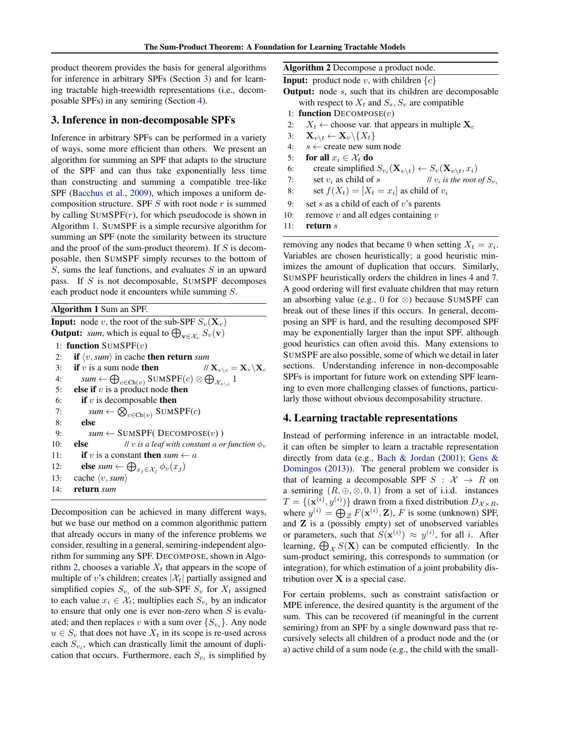product theorem provides the basis for general algorithms for inference in arbitrary SPFs (Section 3) and for learning tractable high-treewidth representations (i.e., decomposable SPFs) in any semiring (Section 4).

## 3. Inference in non-decomposable SPFs

Inference in arbitrary SPFs can be performed in a variety of ways, some more efficient than others. We present an algorithm for summing an SPF that adapts to the structure of the SPF and can thus take exponentially less time than constructing and summing a compatible tree-like SPF (Bacchus et al., 2009), which imposes a uniform decomposition structure. SPF $S$ with root node $r$ is summed by calling SUMSPF($r$), for which pseudocode is shown in Algorithm 1. SUMSPF is a simple recursive algorithm for summing an SPF (note the similarity between its structure and the proof of the sum-product theorem). If $S$ is decomposable, then SUMSPF simply recurses to the bottom of $S$, sums the leaf functions, and evaluates $S$ in an upward pass. If $S$ is not decomposable, SUMSPF decomposes each product node it encounters while summing $S$.

**Algorithm 1** Sum an SPF.

**Input:** node $v$, the root of the sub-SPF $S_v(\mathbf{X}_v)$
**Output:** *sum*, which is equal to $\bigoplus_{\mathbf{v}\in\mathcal{X}_v} S_v(\mathbf{v})$

```
1:  function SUMSPF(v)
2:    if ⟨v, sum⟩ in cache then return sum
3:    if v is a sum node then                      // X_{v\c} = X_v \ X_c
4:      sum ← ⊕_{c∈Ch(v)} SUMSPF(c) ⊗ ⊕_{X_{v\c}} 1
5:    else if v is a product node then
6:      if v is decomposable then
7:        sum ← ⊗_{c∈Ch(v)} SUMSPF(c)
8:      else
9:        sum ← SUMSPF( DECOMPOSE(v) )
10:   else          // v is a leaf with constant a or function φ_v
11:     if v is a constant then sum ← a
12:     else sum ← ⊕_{x_j∈X_j} φ_v(x_j)
13:   cache ⟨v, sum⟩
14:   return sum
```

Decomposition can be achieved in many different ways, but we base our method on a common algorithmic pattern that already occurs in many of the inference problems we consider, resulting in a general, semiring-independent algorithm for summing any SPF. DECOMPOSE, shown in Algorithm 2, chooses a variable $X_t$ that appears in the scope of multiple of $v$'s children; creates $|\mathcal{X}_t|$ partially assigned and simplified copies $S_{v_i}$ of the sub-SPF $S_v$ for $X_t$ assigned to each value $x_i \in \mathcal{X}_t$; multiplies each $S_{v_i}$ by an indicator to ensure that only one is ever non-zero when $S$ is evaluated; and then replaces $v$ with a sum over $\{S_{v_i}\}$. Any node $u \in S_v$ that does not have $X_t$ in its scope is re-used across each $S_{v_i}$, which can drastically limit the amount of duplication that occurs. Furthermore, each $S_{v_i}$ is simplified by removing any nodes that became 0 when setting $X_t = x_i$. Variables are chosen heuristically; a good heuristic minimizes the amount of duplication that occurs. Similarly, SUMSPF heuristically orders the children in lines 4 and 7. A good ordering will first evaluate children that may return an absorbing value (e.g., 0 for $\otimes$) because SUMSPF can break out of these lines if this occurs. In general, decomposing an SPF is hard, and the resulting decomposed SPF may be exponentially larger than the input SPF, although good heuristics can often avoid this. Many extensions to SUMSPF are also possible, some of which we detail in later sections. Understanding inference in non-decomposable SPFs is important for future work on extending SPF learning to even more challenging classes of functions, particularly those without obvious decomposability structure.

**Algorithm 2** Decompose a product node.

**Input:** product node $v$, with children $\{c\}$
**Output:** node $s$, such that its children are decomposable with respect to $X_t$ and $S_s, S_v$ are compatible

```
1:  function DECOMPOSE(v)
2:    X_t ← choose var. that appears in multiple X_c
3:    X_{v\t} ← X_v \ {X_t}
4:    s ← create new sum node
5:    for all x_i ∈ X_t do
6:      create simplified S_{v_i}(X_{v\t}) ← S_v(X_{v\t}, x_i)
7:      set v_i as child of s              // v_i is the root of S_{v_i}
8:      set f(X_t) = [X_t = x_i] as child of v_i
9:    set s as a child of each of v's parents
10:   remove v and all edges containing v
11:   return s
```

## 4. Learning tractable representations

Instead of performing inference in an intractable model, it can often be simpler to learn a tractable representation directly from data (e.g., Bach & Jordan (2001); Gens & Domingos (2013)). The general problem we consider is that of learning a decomposable SPF $S : \mathcal{X} \rightarrow R$ on a semiring $(R, \oplus, \otimes, 0, 1)$ from a set of i.i.d. instances $T = \{(\mathbf{x}^{(i)}, y^{(i)})\}$ drawn from a fixed distribution $D_{\mathcal{X}\times R}$, where $y^{(i)} = \bigoplus_{\mathcal{Z}} F(\mathbf{x}^{(i)}, \mathbf{Z})$, $F$ is some (unknown) SPF, and $\mathbf{Z}$ is a (possibly empty) set of unobserved variables or parameters, such that $S(\mathbf{x}^{(i)}) \approx y^{(i)}$, for all $i$. After learning, $\bigoplus_{\mathcal{X}} S(\mathbf{X})$ can be computed efficiently. In the sum-product semiring, this corresponds to summation (or integration), for which estimation of a joint probability distribution over $\mathbf{X}$ is a special case.

For certain problems, such as constraint satisfaction or MPE inference, the desired quantity is the argument of the sum. This can be recovered (if meaningful in the current semiring) from an SPF by a single downward pass that recursively selects all children of a product node and the (or a) active child of a sum node (e.g., the child with the small-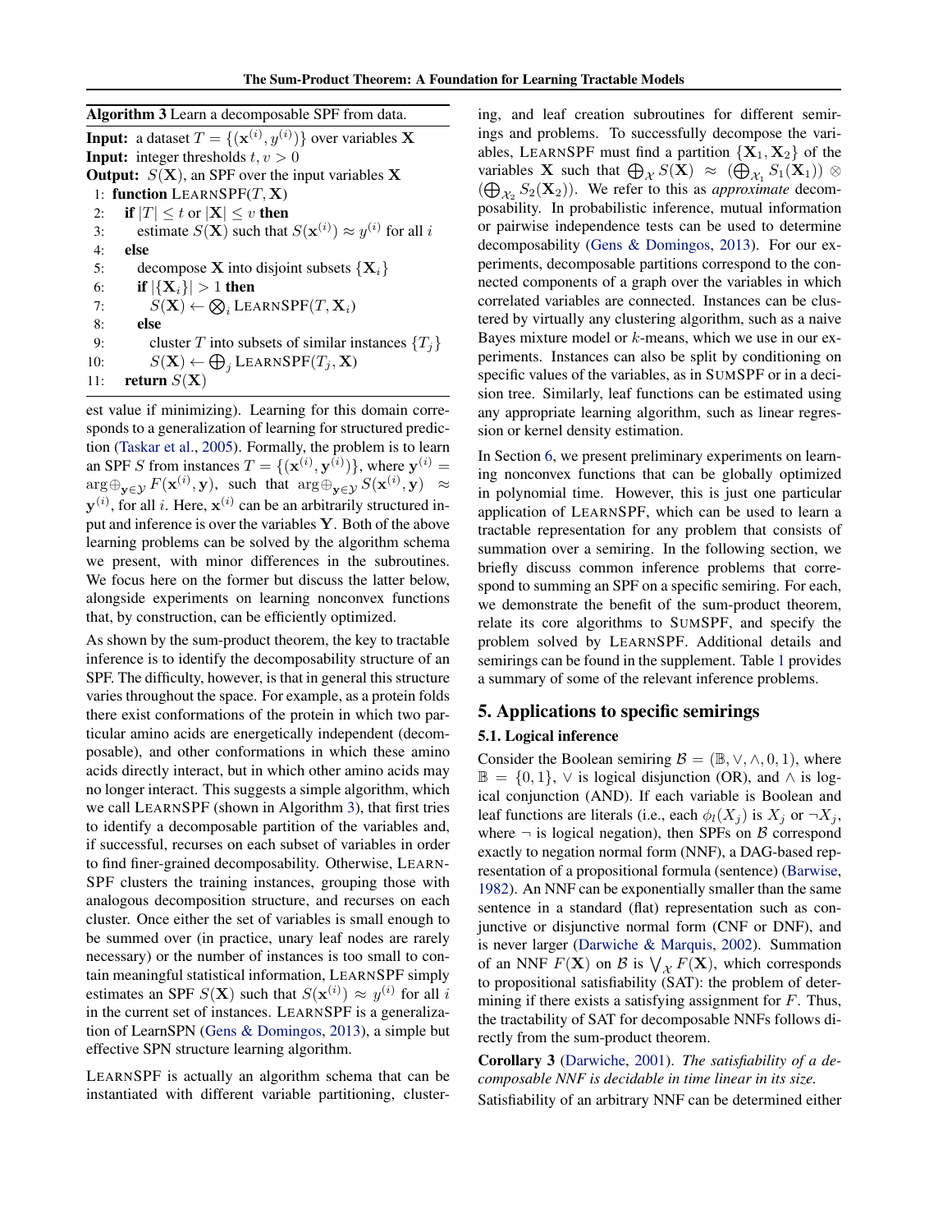**Algorithm 3** Learn a decomposable SPF from data.

```
Input: a dataset T = {(x^(i), y^(i))} over variables X
Input: integer thresholds t, v > 0
Output: S(X), an SPF over the input variables X
1: function LEARNSPF(T, X)
2:   if |T| ≤ t or |X| ≤ v then
3:     estimate S(X) such that S(x^(i)) ≈ y^(i) for all i
4:   else
5:     decompose X into disjoint subsets {X_i}
6:     if |{X_i}| > 1 then
7:       S(X) ← ⊗_i LEARNSPF(T, X_i)
8:     else
9:       cluster T into subsets of similar instances {T_j}
10:      S(X) ← ⊕_j LEARNSPF(T_j, X)
11:  return S(X)
```

est value if minimizing). Learning for this domain corresponds to a generalization of learning for structured prediction (Taskar et al., 2005). Formally, the problem is to learn an SPF $S$ from instances $T = \{(\mathbf{x}^{(i)}, \mathbf{y}^{(i)})\}$, where $\mathbf{y}^{(i)} = \arg\oplus_{\mathbf{y} \in \mathcal{Y}} F(\mathbf{x}^{(i)}, \mathbf{y})$, such that $\arg\oplus_{\mathbf{y} \in \mathcal{Y}} S(\mathbf{x}^{(i)}, \mathbf{y}) \approx \mathbf{y}^{(i)}$, for all $i$. Here, $\mathbf{x}^{(i)}$ can be an arbitrarily structured input and inference is over the variables $\mathbf{Y}$. Both of the above learning problems can be solved by the algorithm schema we present, with minor differences in the subroutines. We focus here on the former but discuss the latter below, alongside experiments on learning nonconvex functions that, by construction, can be efficiently optimized.

As shown by the sum-product theorem, the key to tractable inference is to identify the decomposability structure of an SPF. The difficulty, however, is that in general this structure varies throughout the space. For example, as a protein folds there exist conformations of the protein in which two particular amino acids are energetically independent (decomposable), and other conformations in which these amino acids directly interact, but in which other amino acids may no longer interact. This suggests a simple algorithm, which we call LEARNSPF (shown in Algorithm 3), that first tries to identify a decomposable partition of the variables and, if successful, recurses on each subset of variables in order to find finer-grained decomposability. Otherwise, LEARNSPF clusters the training instances, grouping those with analogous decomposition structure, and recurses on each cluster. Once either the set of variables is small enough to be summed over (in practice, unary leaf nodes are rarely necessary) or the number of instances is too small to contain meaningful statistical information, LEARNSPF simply estimates an SPF $S(\mathbf{X})$ such that $S(\mathbf{x}^{(i)}) \approx y^{(i)}$ for all $i$ in the current set of instances. LEARNSPF is a generalization of LearnSPN (Gens & Domingos, 2013), a simple but effective SPN structure learning algorithm.

LEARNSPF is actually an algorithm schema that can be instantiated with different variable partitioning, clustering, and leaf creation subroutines for different semirings and problems. To successfully decompose the variables, LEARNSPF must find a partition $\{\mathbf{X}_1, \mathbf{X}_2\}$ of the variables $\mathbf{X}$ such that $\bigoplus_{\mathcal{X}} S(\mathbf{X}) \approx (\bigoplus_{\mathcal{X}_1} S_1(\mathbf{X}_1)) \otimes (\bigoplus_{\mathcal{X}_2} S_2(\mathbf{X}_2))$. We refer to this as *approximate* decomposability. In probabilistic inference, mutual information or pairwise independence tests can be used to determine decomposability (Gens & Domingos, 2013). For our experiments, decomposable partitions correspond to the connected components of a graph over the variables in which correlated variables are connected. Instances can be clustered by virtually any clustering algorithm, such as a naive Bayes mixture model or $k$-means, which we use in our experiments. Instances can also be split by conditioning on specific values of the variables, as in SUMSPF or in a decision tree. Similarly, leaf functions can be estimated using any appropriate learning algorithm, such as linear regression or kernel density estimation.

In Section 6, we present preliminary experiments on learning nonconvex functions that can be globally optimized in polynomial time. However, this is just one particular application of LEARNSPF, which can be used to learn a tractable representation for any problem that consists of summation over a semiring. In the following section, we briefly discuss common inference problems that correspond to summing an SPF on a specific semiring. For each, we demonstrate the benefit of the sum-product theorem, relate its core algorithms to SUMSPF, and specify the problem solved by LEARNSPF. Additional details and semirings can be found in the supplement. Table 1 provides a summary of some of the relevant inference problems.

## 5. Applications to specific semirings

### 5.1. Logical inference

Consider the Boolean semiring $\mathcal{B} = (\mathbb{B}, \vee, \wedge, 0, 1)$, where $\mathbb{B} = \{0, 1\}$, $\vee$ is logical disjunction (OR), and $\wedge$ is logical conjunction (AND). If each variable is Boolean and leaf functions are literals (i.e., each $\phi_l(X_j)$ is $X_j$ or $\neg X_j$, where $\neg$ is logical negation), then SPFs on $\mathcal{B}$ correspond exactly to negation normal form (NNF), a DAG-based representation of a propositional formula (sentence) (Barwise, 1982). An NNF can be exponentially smaller than the same sentence in a standard (flat) representation such as conjunctive or disjunctive normal form (CNF or DNF), and is never larger (Darwiche & Marquis, 2002). Summation of an NNF $F(\mathbf{X})$ on $\mathcal{B}$ is $\bigvee_{\mathcal{X}} F(\mathbf{X})$, which corresponds to propositional satisfiability (SAT): the problem of determining if there exists a satisfying assignment for $F$. Thus, the tractability of SAT for decomposable NNFs follows directly from the sum-product theorem.

**Corollary 3** (Darwiche, 2001). *The satisfiability of a decomposable NNF is decidable in time linear in its size.*

Satisfiability of an arbitrary NNF can be determined either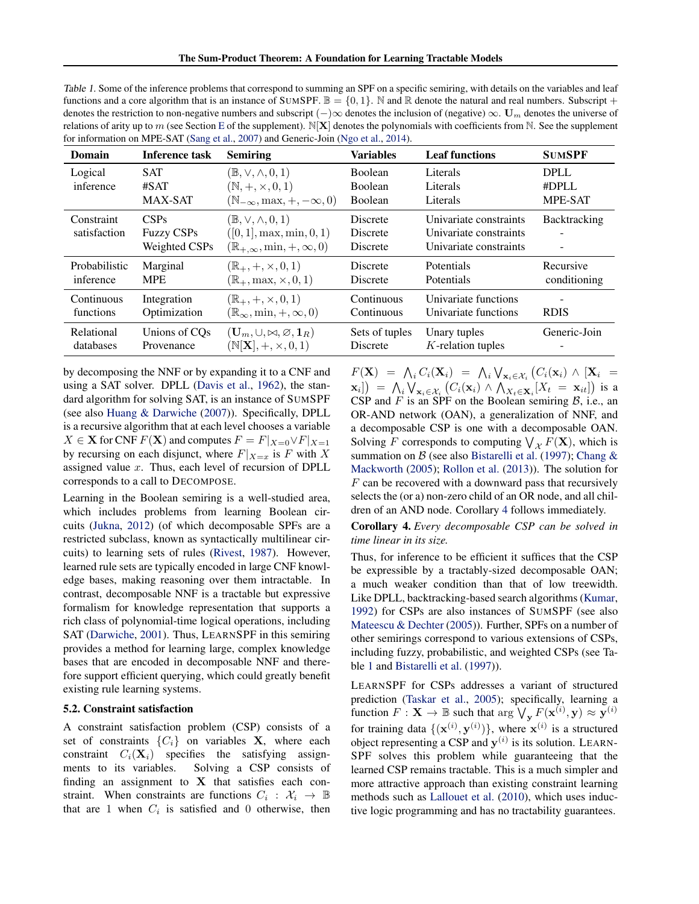Table 1. Some of the inference problems that correspond to summing an SPF on a specific semiring, with details on the variables and leaf functions and a core algorithm that is an instance of SumSPF. $\mathbb{B} = \{0, 1\}$. $\mathbb{N}$ and $\mathbb{R}$ denote the natural and real numbers. Subscript $+$ denotes the restriction to non-negative numbers and subscript $(-)\infty$ denotes the inclusion of (negative) $\infty$. $\mathbf{U}_m$ denotes the universe of relations of arity up to $m$ (see Section E of the supplement). $\mathbb{N}[\mathbf{X}]$ denotes the polynomials with coefficients from $\mathbb{N}$. See the supplement for information on MPE-SAT (Sang et al., 2007) and Generic-Join (Ngo et al., 2014).

| Domain | Inference task | Semiring | Variables | Leaf functions | SumSPF |
|---|---|---|---|---|---|
| Logical inference | SAT | $(\mathbb{B}, \vee, \wedge, 0, 1)$ | Boolean | Literals | DPLL |
| | #SAT | $(\mathbb{N}, +, \times, 0, 1)$ | Boolean | Literals | #DPLL |
| | MAX-SAT | $(\mathbb{N}_{-\infty}, \max, +, -\infty, 0)$ | Boolean | Literals | MPE-SAT |
| Constraint satisfaction | CSPs | $(\mathbb{B}, \vee, \wedge, 0, 1)$ | Discrete | Univariate constraints | Backtracking |
| | Fuzzy CSPs | $([0, 1], \max, \min, 0, 1)$ | Discrete | Univariate constraints | - |
| | Weighted CSPs | $(\mathbb{R}_{+,\infty}, \min, +, \infty, 0)$ | Discrete | Univariate constraints | - |
| Probabilistic inference | Marginal | $(\mathbb{R}_+, +, \times, 0, 1)$ | Discrete | Potentials | Recursive conditioning |
| | MPE | $(\mathbb{R}_+, \max, \times, 0, 1)$ | Discrete | Potentials | |
| Continuous functions | Integration | $(\mathbb{R}_+, +, \times, 0, 1)$ | Continuous | Univariate functions | - |
| | Optimization | $(\mathbb{R}_\infty, \min, +, \infty, 0)$ | Continuous | Univariate functions | RDIS |
| Relational databases | Unions of CQs | $(\mathbf{U}_m, \cup, \bowtie, \varnothing, \mathbf{1}_R)$ | Sets of tuples | Unary tuples | Generic-Join |
| | Provenance | $(\mathbb{N}[\mathbf{X}], +, \times, 0, 1)$ | Discrete | $K$-relation tuples | - |

by decomposing the NNF or by expanding it to a CNF and using a SAT solver. DPLL (Davis et al., 1962), the standard algorithm for solving SAT, is an instance of SumSPF (see also Huang & Darwiche (2007)). Specifically, DPLL is a recursive algorithm that at each level chooses a variable $X \in \mathbf{X}$ for CNF $F(\mathbf{X})$ and computes $F = F|_{X=0} \vee F|_{X=1}$ by recursing on each disjunct, where $F|_{X=x}$ is $F$ with $X$ assigned value $x$. Thus, each level of recursion of DPLL corresponds to a call to Decompose.

Learning in the Boolean semiring is a well-studied area, which includes problems from learning Boolean circuits (Jukna, 2012) (of which decomposable SPFs are a restricted subclass, known as syntactically multilinear circuits) to learning sets of rules (Rivest, 1987). However, learned rule sets are typically encoded in large CNF knowledge bases, making reasoning over them intractable. In contrast, decomposable NNF is a tractable but expressive formalism for knowledge representation that supports a rich class of polynomial-time logical operations, including SAT (Darwiche, 2001). Thus, LearnSPF in this semiring provides a method for learning large, complex knowledge bases that are encoded in decomposable NNF and therefore support efficient querying, which could greatly benefit existing rule learning systems.

### 5.2. Constraint satisfaction

A constraint satisfaction problem (CSP) consists of a set of constraints $\{C_i\}$ on variables $\mathbf{X}$, where each constraint $C_i(\mathbf{X}_i)$ specifies the satisfying assignments to its variables. Solving a CSP consists of finding an assignment to $\mathbf{X}$ that satisfies each constraint. When constraints are functions $C_i : \mathcal{X}_i \to \mathbb{B}$ that are 1 when $C_i$ is satisfied and 0 otherwise, then $F(\mathbf{X}) = \bigwedge_i C_i(\mathbf{X}_i) = \bigwedge_i \bigvee_{\mathbf{x}_i \in \mathcal{X}_i} (C_i(\mathbf{x}_i) \wedge [\mathbf{X}_i = \mathbf{x}_i]) = \bigwedge_i \bigvee_{\mathbf{x}_i \in \mathcal{X}_i} (C_i(\mathbf{x}_i) \wedge \bigwedge_{X_t \in \mathbf{X}_i} [X_t = \mathbf{x}_{it}])$ is a CSP and $F$ is an SPF on the Boolean semiring $\mathcal{B}$, i.e., an OR-AND network (OAN), a generalization of NNF, and a decomposable CSP is one with a decomposable OAN. Solving $F$ corresponds to computing $\bigvee_{\mathcal{X}} F(\mathbf{X})$, which is summation on $\mathcal{B}$ (see also Bistarelli et al. (1997); Chang & Mackworth (2005); Rollon et al. (2013)). The solution for $F$ can be recovered with a downward pass that recursively selects the (or a) non-zero child of an OR node, and all children of an AND node. Corollary 4 follows immediately.

**Corollary 4.** *Every decomposable CSP can be solved in time linear in its size.*

Thus, for inference to be efficient it suffices that the CSP be expressible by a tractably-sized decomposable OAN; a much weaker condition than that of low treewidth. Like DPLL, backtracking-based search algorithms (Kumar, 1992) for CSPs are also instances of SumSPF (see also Mateescu & Dechter (2005)). Further, SPFs on a number of other semirings correspond to various extensions of CSPs, including fuzzy, probabilistic, and weighted CSPs (see Table 1 and Bistarelli et al. (1997)).

LearnSPF for CSPs addresses a variant of structured prediction (Taskar et al., 2005); specifically, learning a function $F : \mathbf{X} \to \mathbb{B}$ such that $\arg \bigvee_{\mathbf{y}} F(\mathbf{x}^{(i)}, \mathbf{y}) \approx \mathbf{y}^{(i)}$ for training data $\{(\mathbf{x}^{(i)}, \mathbf{y}^{(i)})\}$, where $\mathbf{x}^{(i)}$ is a structured object representing a CSP and $\mathbf{y}^{(i)}$ is its solution. LearnSPF solves this problem while guaranteeing that the learned CSP remains tractable. This is a much simpler and more attractive approach than existing constraint learning methods such as Lallouet et al. (2010), which uses inductive logic programming and has no tractability guarantees.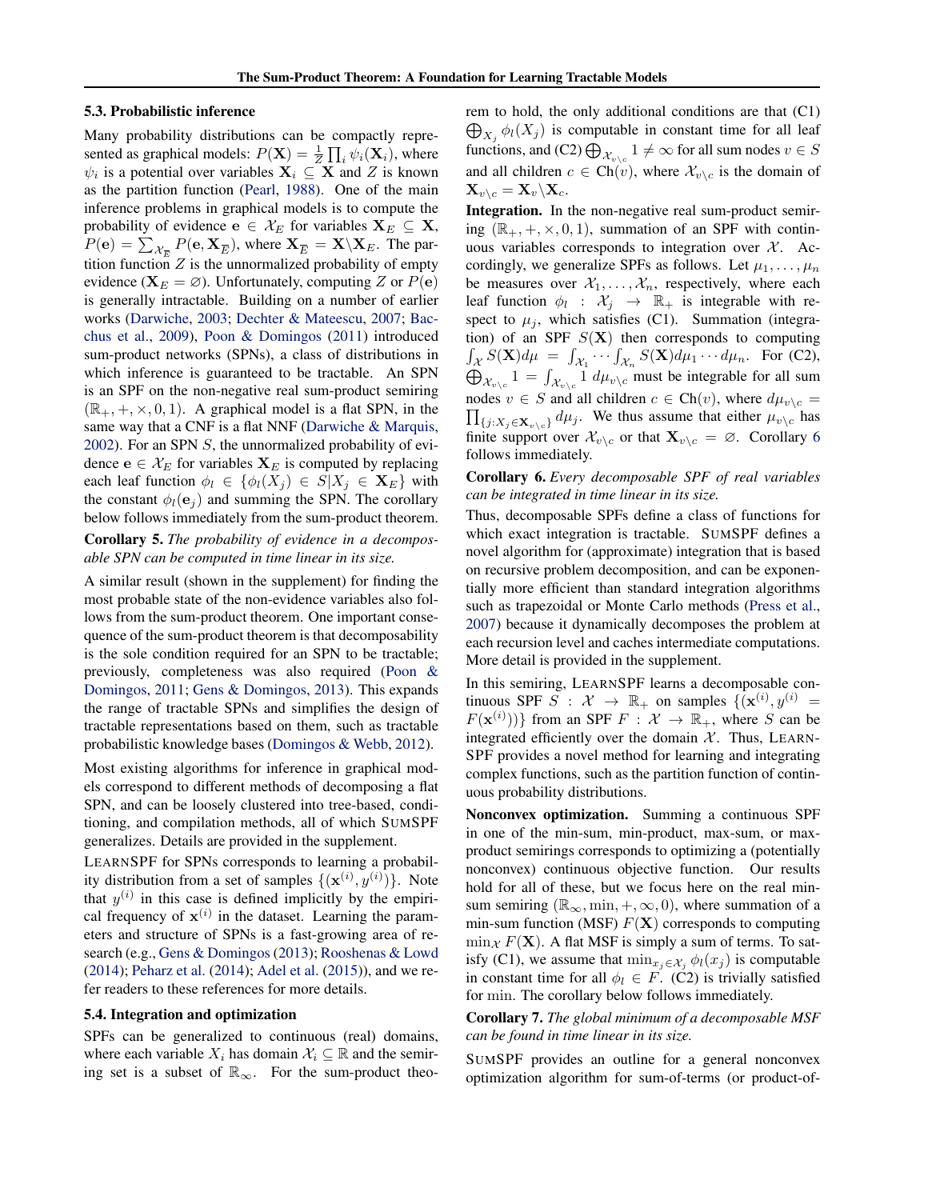### 5.3. Probabilistic inference

Many probability distributions can be compactly represented as graphical models: $P(\mathbf{X}) = \frac{1}{Z}\prod_i \psi_i(\mathbf{X}_i)$, where $\psi_i$ is a potential over variables $\mathbf{X}_i \subseteq \mathbf{X}$ and $Z$ is known as the partition function (Pearl, 1988). One of the main inference problems in graphical models is to compute the probability of evidence $\mathbf{e} \in \mathcal{X}_E$ for variables $\mathbf{X}_E \subseteq \mathbf{X}$, $P(\mathbf{e}) = \sum_{\mathcal{X}_{\overline{E}}} P(\mathbf{e}, \mathbf{X}_{\overline{E}})$, where $\mathbf{X}_{\overline{E}} = \mathbf{X} \backslash \mathbf{X}_E$. The partition function $Z$ is the unnormalized probability of empty evidence ($\mathbf{X}_E = \varnothing$). Unfortunately, computing $Z$ or $P(\mathbf{e})$ is generally intractable. Building on a number of earlier works (Darwiche, 2003; Dechter & Mateescu, 2007; Bacchus et al., 2009), Poon & Domingos (2011) introduced sum-product networks (SPNs), a class of distributions in which inference is guaranteed to be tractable. An SPN is an SPF on the non-negative real sum-product semiring $(\mathbb{R}_+, +, \times, 0, 1)$. A graphical model is a flat SPN, in the same way that a CNF is a flat NNF (Darwiche & Marquis, 2002). For an SPN $S$, the unnormalized probability of evidence $\mathbf{e} \in \mathcal{X}_E$ for variables $\mathbf{X}_E$ is computed by replacing each leaf function $\phi_l \in \{\phi_l(X_j) \in S | X_j \in \mathbf{X}_E\}$ with the constant $\phi_l(\mathbf{e}_j)$ and summing the SPN. The corollary below follows immediately from the sum-product theorem.

**Corollary 5.** *The probability of evidence in a decomposable SPN can be computed in time linear in its size.*

A similar result (shown in the supplement) for finding the most probable state of the non-evidence variables also follows from the sum-product theorem. One important consequence of the sum-product theorem is that decomposability is the sole condition required for an SPN to be tractable; previously, completeness was also required (Poon & Domingos, 2011; Gens & Domingos, 2013). This expands the range of tractable SPNs and simplifies the design of tractable representations based on them, such as tractable probabilistic knowledge bases (Domingos & Webb, 2012).

Most existing algorithms for inference in graphical models correspond to different methods of decomposing a flat SPN, and can be loosely clustered into tree-based, conditioning, and compilation methods, all of which SumSPF generalizes. Details are provided in the supplement.

LearnSPF for SPNs corresponds to learning a probability distribution from a set of samples $\{(\mathbf{x}^{(i)}, y^{(i)})\}$. Note that $y^{(i)}$ in this case is defined implicitly by the empirical frequency of $\mathbf{x}^{(i)}$ in the dataset. Learning the parameters and structure of SPNs is a fast-growing area of research (e.g., Gens & Domingos (2013); Rooshenas & Lowd (2014); Peharz et al. (2014); Adel et al. (2015)), and we refer readers to these references for more details.

### 5.4. Integration and optimization

SPFs can be generalized to continuous (real) domains, where each variable $X_i$ has domain $\mathcal{X}_i \subseteq \mathbb{R}$ and the semiring set is a subset of $\mathbb{R}_\infty$. For the sum-product theorem to hold, the only additional conditions are that (C1) $\bigoplus_{X_j} \phi_l(X_j)$ is computable in constant time for all leaf functions, and (C2) $\bigoplus_{\mathcal{X}_{v\backslash c}} 1 \neq \infty$ for all sum nodes $v \in S$ and all children $c \in \text{Ch}(v)$, where $\mathcal{X}_{v\backslash c}$ is the domain of $\mathbf{X}_{v\backslash c} = \mathbf{X}_v \backslash \mathbf{X}_c$.

**Integration.** In the non-negative real sum-product semiring $(\mathbb{R}_+, +, \times, 0, 1)$, summation of an SPF with continuous variables corresponds to integration over $\mathcal{X}$. Accordingly, we generalize SPFs as follows. Let $\mu_1, \ldots, \mu_n$ be measures over $\mathcal{X}_1, \ldots, \mathcal{X}_n$, respectively, where each leaf function $\phi_l : \mathcal{X}_j \to \mathbb{R}_+$ is integrable with respect to $\mu_j$, which satisfies (C1). Summation (integration) of an SPF $S(\mathbf{X})$ then corresponds to computing $\int_{\mathcal{X}} S(\mathbf{X}) d\mu = \int_{\mathcal{X}_1} \cdots \int_{\mathcal{X}_n} S(\mathbf{X}) d\mu_1 \cdots d\mu_n$. For (C2), $\bigoplus_{\mathcal{X}_{v\backslash c}} 1 = \int_{\mathcal{X}_{v\backslash c}} 1 \, d\mu_{v\backslash c}$ must be integrable for all sum nodes $v \in S$ and all children $c \in \text{Ch}(v)$, where $d\mu_{v\backslash c} = \prod_{\{j : X_j \in \mathbf{X}_{v\backslash c}\}} d\mu_j$. We thus assume that either $\mu_{v\backslash c}$ has finite support over $\mathcal{X}_{v\backslash c}$ or that $\mathbf{X}_{v\backslash c} = \varnothing$. Corollary 6 follows immediately.

**Corollary 6.** *Every decomposable SPF of real variables can be integrated in time linear in its size.*

Thus, decomposable SPFs define a class of functions for which exact integration is tractable. SumSPF defines a novel algorithm for (approximate) integration that is based on recursive problem decomposition, and can be exponentially more efficient than standard integration algorithms such as trapezoidal or Monte Carlo methods (Press et al., 2007) because it dynamically decomposes the problem at each recursion level and caches intermediate computations. More detail is provided in the supplement.

In this semiring, LearnSPF learns a decomposable continuous SPF $S : \mathcal{X} \to \mathbb{R}_+$ on samples $\{(\mathbf{x}^{(i)}, y^{(i)} = F(\mathbf{x}^{(i)}))\}$ from an SPF $F : \mathcal{X} \to \mathbb{R}_+$, where $S$ can be integrated efficiently over the domain $\mathcal{X}$. Thus, LearnSPF provides a novel method for learning and integrating complex functions, such as the partition function of continuous probability distributions.

**Nonconvex optimization.** Summing a continuous SPF in one of the min-sum, min-product, max-sum, or max-product semirings corresponds to optimizing a (potentially nonconvex) continuous objective function. Our results hold for all of these, but we focus here on the real min-sum semiring $(\mathbb{R}_\infty, \min, +, \infty, 0)$, where summation of a min-sum function (MSF) $F(\mathbf{X})$ corresponds to computing $\min_{\mathcal{X}} F(\mathbf{X})$. A flat MSF is simply a sum of terms. To satisfy (C1), we assume that $\min_{x_j \in \mathcal{X}_j} \phi_l(x_j)$ is computable in constant time for all $\phi_l \in F$. (C2) is trivially satisfied for $\min$. The corollary below follows immediately.

**Corollary 7.** *The global minimum of a decomposable MSF can be found in time linear in its size.*

SumSPF provides an outline for a general nonconvex optimization algorithm for sum-of-terms (or product-of-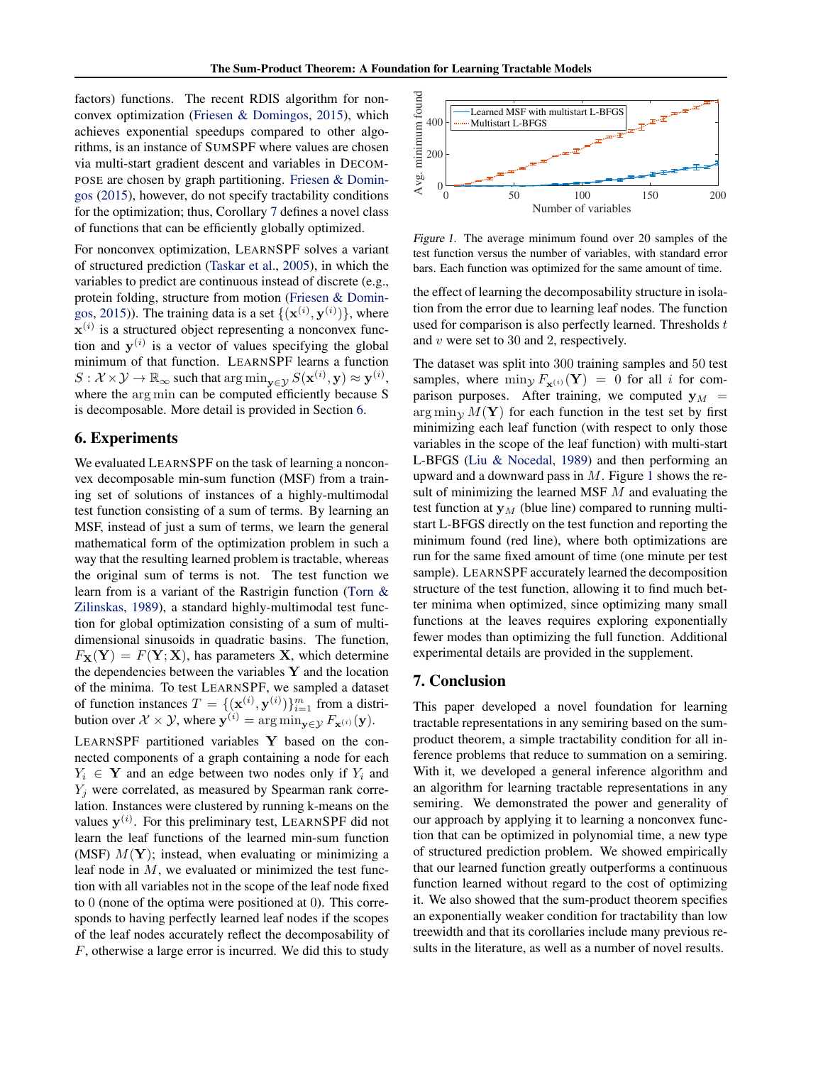factors) functions. The recent RDIS algorithm for nonconvex optimization (Friesen & Domingos, 2015), which achieves exponential speedups compared to other algorithms, is an instance of SUMSPF where values are chosen via multi-start gradient descent and variables in DECOMPOSE are chosen by graph partitioning. Friesen & Domingos (2015), however, do not specify tractability conditions for the optimization; thus, Corollary 7 defines a novel class of functions that can be efficiently globally optimized.

For nonconvex optimization, LEARNSPF solves a variant of structured prediction (Taskar et al., 2005), in which the variables to predict are continuous instead of discrete (e.g., protein folding, structure from motion (Friesen & Domingos, 2015)). The training data is a set $\{(\mathbf{x}^{(i)}, \mathbf{y}^{(i)})\}$, where $\mathbf{x}^{(i)}$ is a structured object representing a nonconvex function and $\mathbf{y}^{(i)}$ is a vector of values specifying the global minimum of that function. LEARNSPF learns a function $S : \mathcal{X} \times \mathcal{Y} \to \mathbb{R}_{\infty}$ such that $\arg\min_{\mathbf{y}\in\mathcal{Y}} S(\mathbf{x}^{(i)}, \mathbf{y}) \approx \mathbf{y}^{(i)}$, where the $\arg\min$ can be computed efficiently because S is decomposable. More detail is provided in Section 6.

## 6. Experiments

We evaluated LEARNSPF on the task of learning a nonconvex decomposable min-sum function (MSF) from a training set of solutions of instances of a highly-multimodal test function consisting of a sum of terms. By learning an MSF, instead of just a sum of terms, we learn the general mathematical form of the optimization problem in such a way that the resulting learned problem is tractable, whereas the original sum of terms is not. The test function we learn from is a variant of the Rastrigin function (Torn & Zilinskas, 1989), a standard highly-multimodal test function for global optimization consisting of a sum of multidimensional sinusoids in quadratic basins. The function, $F_{\mathbf{X}}(\mathbf{Y}) = F(\mathbf{Y}; \mathbf{X})$, has parameters $\mathbf{X}$, which determine the dependencies between the variables $\mathbf{Y}$ and the location of the minima. To test LEARNSPF, we sampled a dataset of function instances $T = \{(\mathbf{x}^{(i)}, \mathbf{y}^{(i)})\}_{i=1}^{m}$ from a distribution over $\mathcal{X} \times \mathcal{Y}$, where $\mathbf{y}^{(i)} = \arg\min_{\mathbf{y}\in\mathcal{Y}} F_{\mathbf{x}^{(i)}}(\mathbf{y})$.

LEARNSPF partitioned variables $\mathbf{Y}$ based on the connected components of a graph containing a node for each $Y_i \in \mathbf{Y}$ and an edge between two nodes only if $Y_i$ and $Y_j$ were correlated, as measured by Spearman rank correlation. Instances were clustered by running k-means on the values $\mathbf{y}^{(i)}$. For this preliminary test, LEARNSPF did not learn the leaf functions of the learned min-sum function (MSF) $M(\mathbf{Y})$; instead, when evaluating or minimizing a leaf node in $M$, we evaluated or minimized the test function with all variables not in the scope of the leaf node fixed to 0 (none of the optima were positioned at 0). This corresponds to having perfectly learned leaf nodes if the scopes of the leaf nodes accurately reflect the decomposability of $F$, otherwise a large error is incurred. We did this to study the effect of learning the decomposability structure in isolation from the error due to learning leaf nodes. The function used for comparison is also perfectly learned. Thresholds $t$ and $v$ were set to 30 and 2, respectively.

*Figure 1.* The average minimum found over 20 samples of the test function versus the number of variables, with standard error bars. Each function was optimized for the same amount of time.

The dataset was split into 300 training samples and 50 test samples, where $\min_{\mathcal{Y}} F_{\mathbf{x}^{(i)}}(\mathbf{Y}) = 0$ for all $i$ for comparison purposes. After training, we computed $\mathbf{y}_M = \arg\min_{\mathcal{Y}} M(\mathbf{Y})$ for each function in the test set by first minimizing each leaf function (with respect to only those variables in the scope of the leaf function) with multi-start L-BFGS (Liu & Nocedal, 1989) and then performing an upward and a downward pass in $M$. Figure 1 shows the result of minimizing the learned MSF $M$ and evaluating the test function at $\mathbf{y}_M$ (blue line) compared to running multi-start L-BFGS directly on the test function and reporting the minimum found (red line), where both optimizations are run for the same fixed amount of time (one minute per test sample). LEARNSPF accurately learned the decomposition structure of the test function, allowing it to find much better minima when optimized, since optimizing many small functions at the leaves requires exploring exponentially fewer modes than optimizing the full function. Additional experimental details are provided in the supplement.

## 7. Conclusion

This paper developed a novel foundation for learning tractable representations in any semiring based on the sum-product theorem, a simple tractability condition for all inference problems that reduce to summation on a semiring. With it, we developed a general inference algorithm and an algorithm for learning tractable representations in any semiring. We demonstrated the power and generality of our approach by applying it to learning a nonconvex function that can be optimized in polynomial time, a new type of structured prediction problem. We showed empirically that our learned function greatly outperforms a continuous function learned without regard to the cost of optimizing it. We also showed that the sum-product theorem specifies an exponentially weaker condition for tractability than low treewidth and that its corollaries include many previous results in the literature, as well as a number of novel results.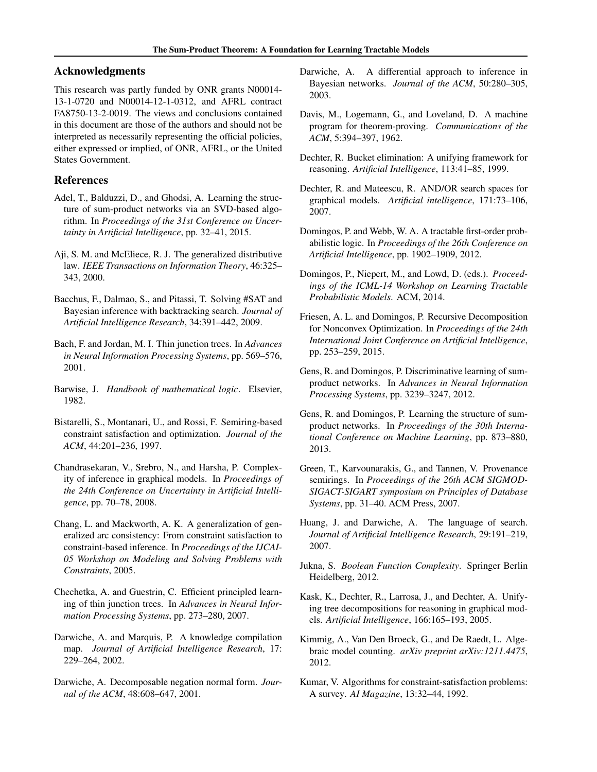## Acknowledgments

This research was partly funded by ONR grants N00014-13-1-0720 and N00014-12-1-0312, and AFRL contract FA8750-13-2-0019. The views and conclusions contained in this document are those of the authors and should not be interpreted as necessarily representing the official policies, either expressed or implied, of ONR, AFRL, or the United States Government.

## References

Adel, T., Balduzzi, D., and Ghodsi, A. Learning the structure of sum-product networks via an SVD-based algorithm. In *Proceedings of the 31st Conference on Uncertainty in Artificial Intelligence*, pp. 32–41, 2015.

Aji, S. M. and McEliece, R. J. The generalized distributive law. *IEEE Transactions on Information Theory*, 46:325–343, 2000.

Bacchus, F., Dalmao, S., and Pitassi, T. Solving #SAT and Bayesian inference with backtracking search. *Journal of Artificial Intelligence Research*, 34:391–442, 2009.

Bach, F. and Jordan, M. I. Thin junction trees. In *Advances in Neural Information Processing Systems*, pp. 569–576, 2001.

Barwise, J. *Handbook of mathematical logic*. Elsevier, 1982.

Bistarelli, S., Montanari, U., and Rossi, F. Semiring-based constraint satisfaction and optimization. *Journal of the ACM*, 44:201–236, 1997.

Chandrasekaran, V., Srebro, N., and Harsha, P. Complexity of inference in graphical models. In *Proceedings of the 24th Conference on Uncertainty in Artificial Intelligence*, pp. 70–78, 2008.

Chang, L. and Mackworth, A. K. A generalization of generalized arc consistency: From constraint satisfaction to constraint-based inference. In *Proceedings of the IJCAI-05 Workshop on Modeling and Solving Problems with Constraints*, 2005.

Chechetka, A. and Guestrin, C. Efficient principled learning of thin junction trees. In *Advances in Neural Information Processing Systems*, pp. 273–280, 2007.

Darwiche, A. and Marquis, P. A knowledge compilation map. *Journal of Artificial Intelligence Research*, 17: 229–264, 2002.

Darwiche, A. Decomposable negation normal form. *Journal of the ACM*, 48:608–647, 2001.

Darwiche, A. A differential approach to inference in Bayesian networks. *Journal of the ACM*, 50:280–305, 2003.

Davis, M., Logemann, G., and Loveland, D. A machine program for theorem-proving. *Communications of the ACM*, 5:394–397, 1962.

Dechter, R. Bucket elimination: A unifying framework for reasoning. *Artificial Intelligence*, 113:41–85, 1999.

Dechter, R. and Mateescu, R. AND/OR search spaces for graphical models. *Artificial intelligence*, 171:73–106, 2007.

Domingos, P. and Webb, W. A. A tractable first-order probabilistic logic. In *Proceedings of the 26th Conference on Artificial Intelligence*, pp. 1902–1909, 2012.

Domingos, P., Niepert, M., and Lowd, D. (eds.). *Proceedings of the ICML-14 Workshop on Learning Tractable Probabilistic Models*. ACM, 2014.

Friesen, A. L. and Domingos, P. Recursive Decomposition for Nonconvex Optimization. In *Proceedings of the 24th International Joint Conference on Artificial Intelligence*, pp. 253–259, 2015.

Gens, R. and Domingos, P. Discriminative learning of sum-product networks. In *Advances in Neural Information Processing Systems*, pp. 3239–3247, 2012.

Gens, R. and Domingos, P. Learning the structure of sum-product networks. In *Proceedings of the 30th International Conference on Machine Learning*, pp. 873–880, 2013.

Green, T., Karvounarakis, G., and Tannen, V. Provenance semirings. In *Proceedings of the 26th ACM SIGMOD-SIGACT-SIGART symposium on Principles of Database Systems*, pp. 31–40. ACM Press, 2007.

Huang, J. and Darwiche, A. The language of search. *Journal of Artificial Intelligence Research*, 29:191–219, 2007.

Jukna, S. *Boolean Function Complexity*. Springer Berlin Heidelberg, 2012.

Kask, K., Dechter, R., Larrosa, J., and Dechter, A. Unifying tree decompositions for reasoning in graphical models. *Artificial Intelligence*, 166:165–193, 2005.

Kimmig, A., Van Den Broeck, G., and De Raedt, L. Algebraic model counting. *arXiv preprint arXiv:1211.4475*, 2012.

Kumar, V. Algorithms for constraint-satisfaction problems: A survey. *AI Magazine*, 13:32–44, 1992.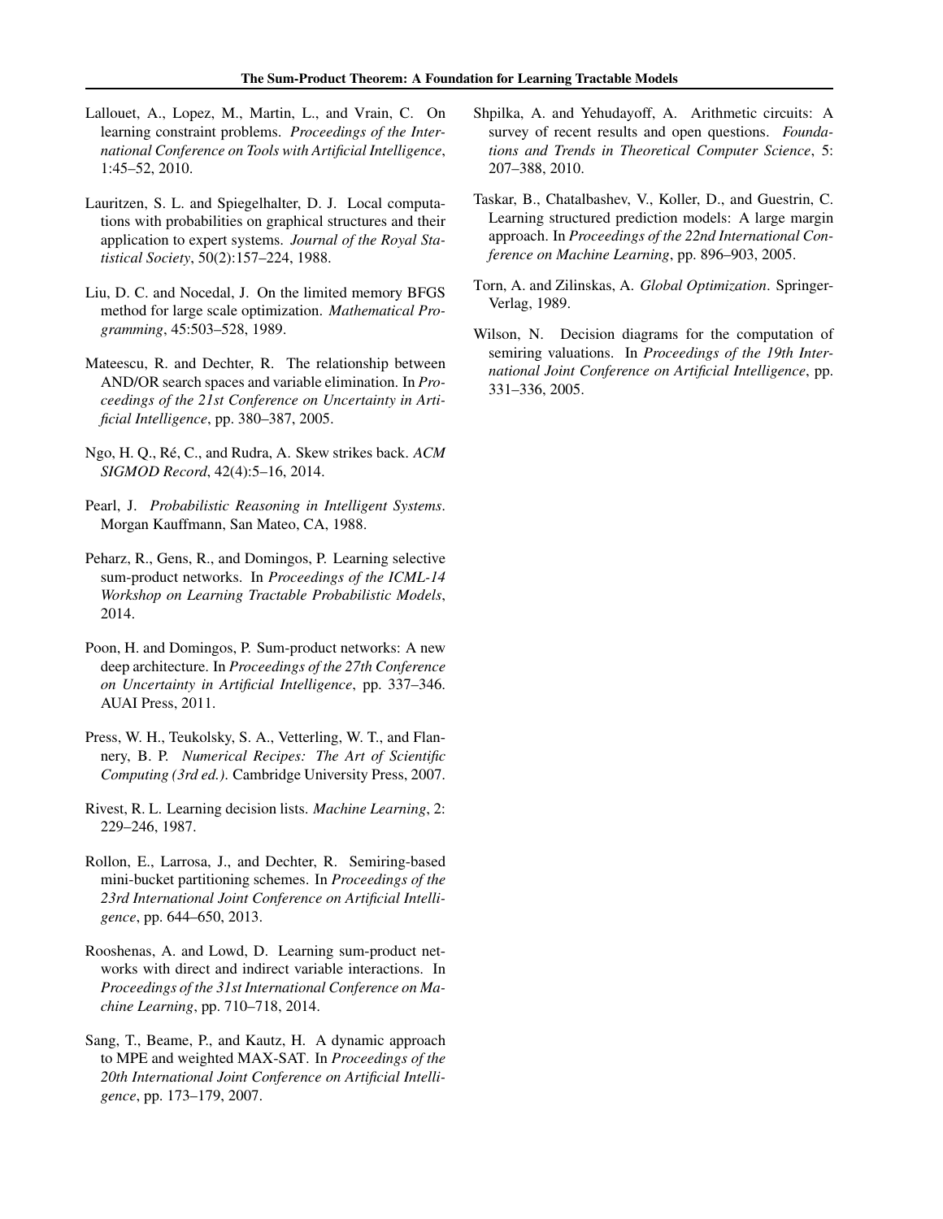Lallouet, A., Lopez, M., Martin, L., and Vrain, C. On learning constraint problems. *Proceedings of the International Conference on Tools with Artificial Intelligence*, 1:45–52, 2010.

Lauritzen, S. L. and Spiegelhalter, D. J. Local computations with probabilities on graphical structures and their application to expert systems. *Journal of the Royal Statistical Society*, 50(2):157–224, 1988.

Liu, D. C. and Nocedal, J. On the limited memory BFGS method for large scale optimization. *Mathematical Programming*, 45:503–528, 1989.

Mateescu, R. and Dechter, R. The relationship between AND/OR search spaces and variable elimination. In *Proceedings of the 21st Conference on Uncertainty in Artificial Intelligence*, pp. 380–387, 2005.

Ngo, H. Q., Ré, C., and Rudra, A. Skew strikes back. *ACM SIGMOD Record*, 42(4):5–16, 2014.

Pearl, J. *Probabilistic Reasoning in Intelligent Systems*. Morgan Kauffmann, San Mateo, CA, 1988.

Peharz, R., Gens, R., and Domingos, P. Learning selective sum-product networks. In *Proceedings of the ICML-14 Workshop on Learning Tractable Probabilistic Models*, 2014.

Poon, H. and Domingos, P. Sum-product networks: A new deep architecture. In *Proceedings of the 27th Conference on Uncertainty in Artificial Intelligence*, pp. 337–346. AUAI Press, 2011.

Press, W. H., Teukolsky, S. A., Vetterling, W. T., and Flannery, B. P. *Numerical Recipes: The Art of Scientific Computing (3rd ed.)*. Cambridge University Press, 2007.

Rivest, R. L. Learning decision lists. *Machine Learning*, 2: 229–246, 1987.

Rollon, E., Larrosa, J., and Dechter, R. Semiring-based mini-bucket partitioning schemes. In *Proceedings of the 23rd International Joint Conference on Artificial Intelligence*, pp. 644–650, 2013.

Rooshenas, A. and Lowd, D. Learning sum-product networks with direct and indirect variable interactions. In *Proceedings of the 31st International Conference on Machine Learning*, pp. 710–718, 2014.

Sang, T., Beame, P., and Kautz, H. A dynamic approach to MPE and weighted MAX-SAT. In *Proceedings of the 20th International Joint Conference on Artificial Intelligence*, pp. 173–179, 2007.

Shpilka, A. and Yehudayoff, A. Arithmetic circuits: A survey of recent results and open questions. *Foundations and Trends in Theoretical Computer Science*, 5: 207–388, 2010.

Taskar, B., Chatalbashev, V., Koller, D., and Guestrin, C. Learning structured prediction models: A large margin approach. In *Proceedings of the 22nd International Conference on Machine Learning*, pp. 896–903, 2005.

Torn, A. and Zilinskas, A. *Global Optimization*. Springer-Verlag, 1989.

Wilson, N. Decision diagrams for the computation of semiring valuations. In *Proceedings of the 19th International Joint Conference on Artificial Intelligence*, pp. 331–336, 2005.